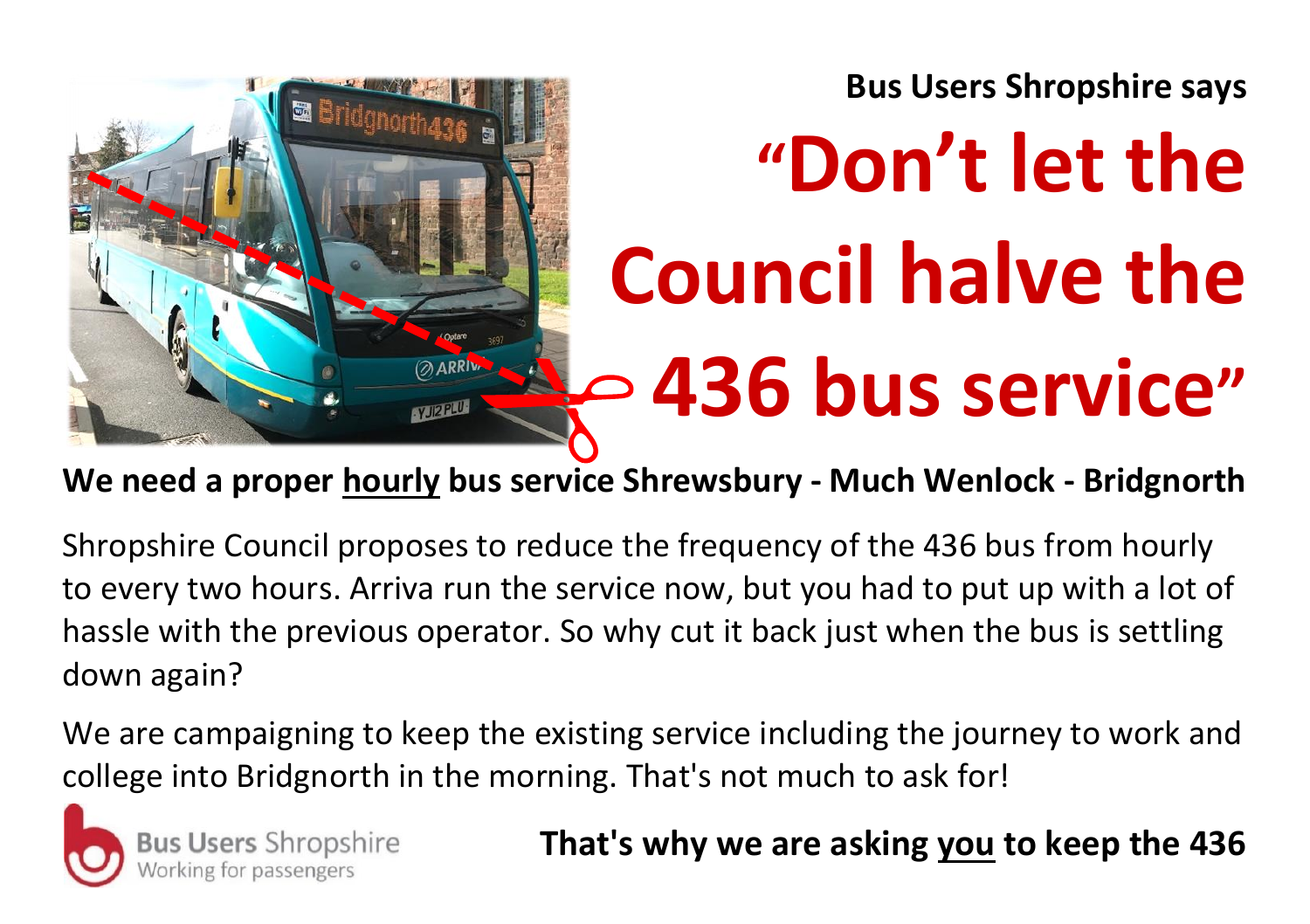Bus Users Shropshire says

# "Don't let the Council halve the 436 bus service"

**We need a proper <u>hourly</u> bus service Shrewsbury - Much Wenlock - Bridgnorth**

Shropshire Council proposes to reduce the frequency of the 436 bus from hourly to every two hours. Arriva run the service now, but you had to put up with a lot of hassle with the previous operator. So why cut it back just when the bus is settling down again?

We are campaigning to keep the existing service including the journey to work and college into Bridgnorth in the morning. That's not much to ask for!

Bus Users Shropshire
Working for passengers

**That's why we are asking <u>you</u> to keep the 436**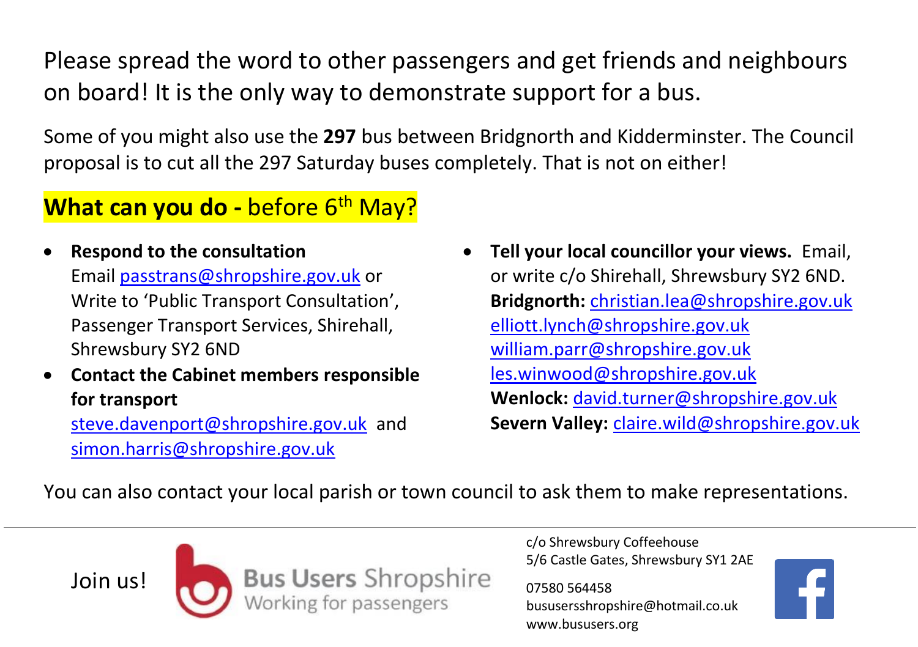Please spread the word to other passengers and get friends and neighbours on board! It is the only way to demonstrate support for a bus.

Some of you might also use the **297** bus between Bridgnorth and Kidderminster. The Council proposal is to cut all the 297 Saturday buses completely. That is not on either!

## **What can you do -** before 6th May?

- **Respond to the consultation**
  Email passtrans@shropshire.gov.uk or Write to 'Public Transport Consultation', Passenger Transport Services, Shirehall, Shrewsbury SY2 6ND
- **Contact the Cabinet members responsible for transport**
  steve.davenport@shropshire.gov.uk and simon.harris@shropshire.gov.uk
- **Tell your local councillor your views.** Email, or write c/o Shirehall, Shrewsbury SY2 6ND.
  **Bridgnorth:** christian.lea@shropshire.gov.uk
  elliott.lynch@shropshire.gov.uk
  william.parr@shropshire.gov.uk
  les.winwood@shropshire.gov.uk
  **Wenlock:** david.turner@shropshire.gov.uk
  **Severn Valley:** claire.wild@shropshire.gov.uk

You can also contact your local parish or town council to ask them to make representations.

---

Join us!

Bus Users Shropshire
Working for passengers

c/o Shrewsbury Coffeehouse
5/6 Castle Gates, Shrewsbury SY1 2AE

07580 564458
bususersshropshire@hotmail.co.uk
www.bususers.org